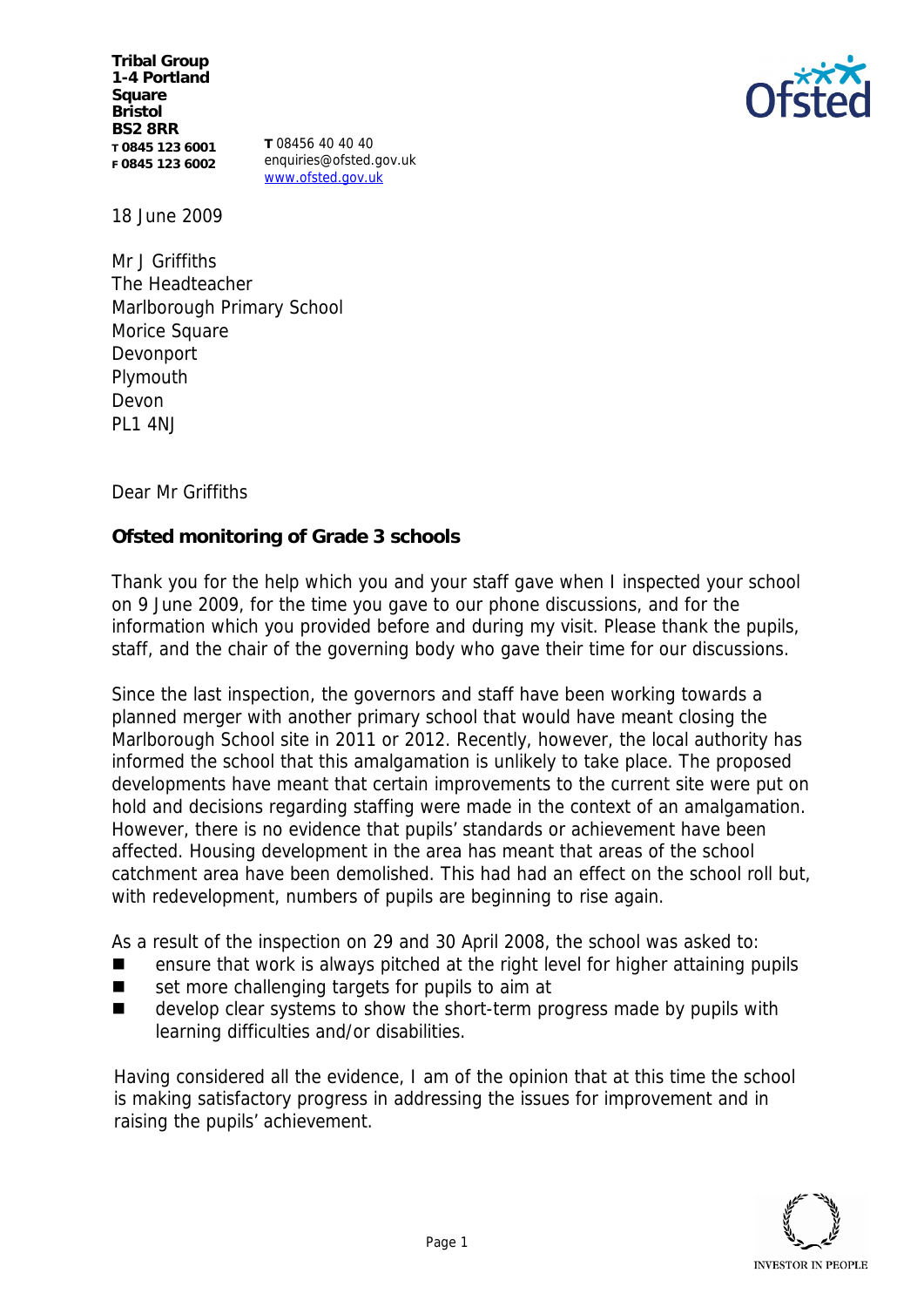**Tribal Group**
**1-4 Portland Square**
**Bristol**
**BS2 8RR**
**T 0845 123 6001**
**F 0845 123 6002**

**T** 08456 40 40 40
enquiries@ofsted.gov.uk
www.ofsted.gov.uk

18 June 2009

Mr J Griffiths
The Headteacher
Marlborough Primary School
Morice Square
Devonport
Plymouth
Devon
PL1 4NJ

Dear Mr Griffiths

**Ofsted monitoring of Grade 3 schools**

Thank you for the help which you and your staff gave when I inspected your school on 9 June 2009, for the time you gave to our phone discussions, and for the information which you provided before and during my visit. Please thank the pupils, staff, and the chair of the governing body who gave their time for our discussions.

Since the last inspection, the governors and staff have been working towards a planned merger with another primary school that would have meant closing the Marlborough School site in 2011 or 2012. Recently, however, the local authority has informed the school that this amalgamation is unlikely to take place. The proposed developments have meant that certain improvements to the current site were put on hold and decisions regarding staffing were made in the context of an amalgamation. However, there is no evidence that pupils' standards or achievement have been affected. Housing development in the area has meant that areas of the school catchment area have been demolished. This had had an effect on the school roll but, with redevelopment, numbers of pupils are beginning to rise again.

As a result of the inspection on 29 and 30 April 2008, the school was asked to:

- ensure that work is always pitched at the right level for higher attaining pupils
- set more challenging targets for pupils to aim at
- develop clear systems to show the short-term progress made by pupils with learning difficulties and/or disabilities.

Having considered all the evidence, I am of the opinion that at this time the school is making satisfactory progress in addressing the issues for improvement and in raising the pupils' achievement.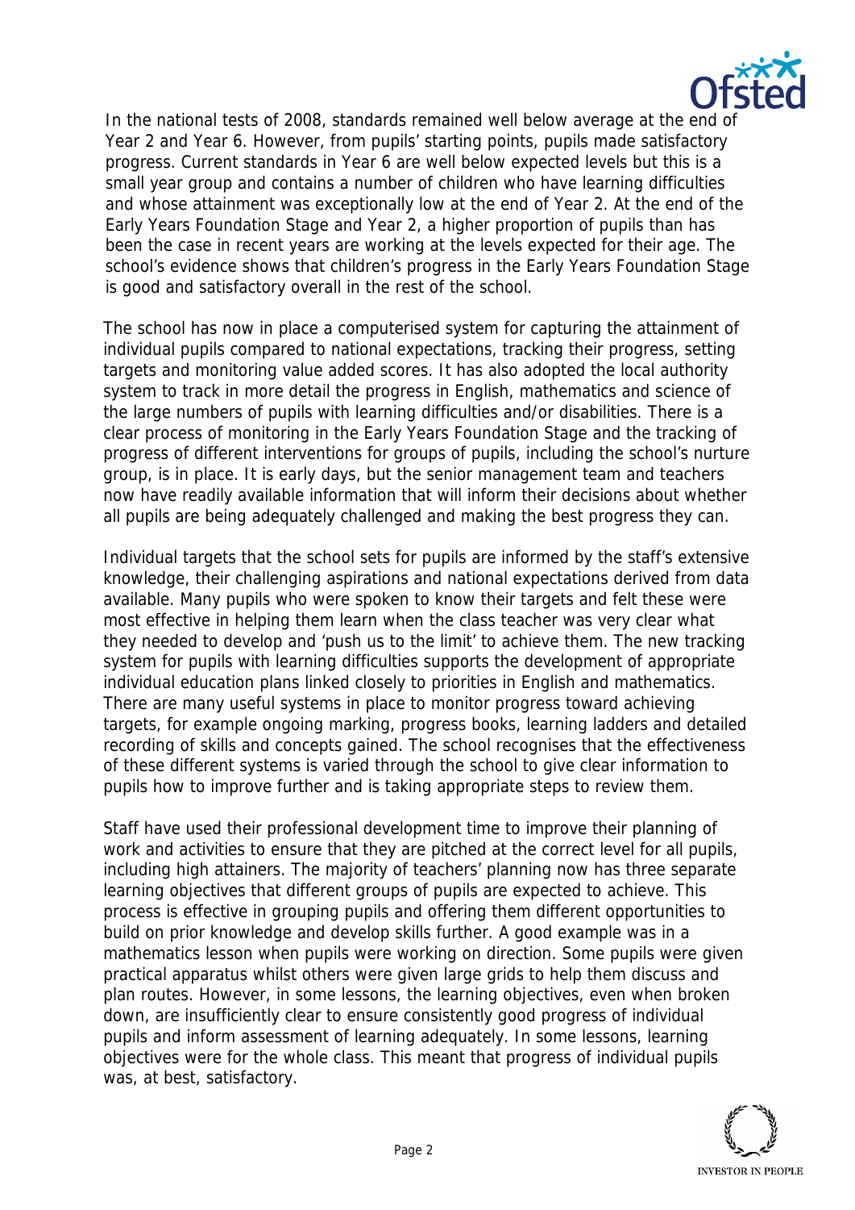In the national tests of 2008, standards remained well below average at the end of Year 2 and Year 6. However, from pupils' starting points, pupils made satisfactory progress. Current standards in Year 6 are well below expected levels but this is a small year group and contains a number of children who have learning difficulties and whose attainment was exceptionally low at the end of Year 2. At the end of the Early Years Foundation Stage and Year 2, a higher proportion of pupils than has been the case in recent years are working at the levels expected for their age. The school's evidence shows that children's progress in the Early Years Foundation Stage is good and satisfactory overall in the rest of the school.

The school has now in place a computerised system for capturing the attainment of individual pupils compared to national expectations, tracking their progress, setting targets and monitoring value added scores. It has also adopted the local authority system to track in more detail the progress in English, mathematics and science of the large numbers of pupils with learning difficulties and/or disabilities. There is a clear process of monitoring in the Early Years Foundation Stage and the tracking of progress of different interventions for groups of pupils, including the school's nurture group, is in place. It is early days, but the senior management team and teachers now have readily available information that will inform their decisions about whether all pupils are being adequately challenged and making the best progress they can.

Individual targets that the school sets for pupils are informed by the staff's extensive knowledge, their challenging aspirations and national expectations derived from data available. Many pupils who were spoken to know their targets and felt these were most effective in helping them learn when the class teacher was very clear what they needed to develop and 'push us to the limit' to achieve them. The new tracking system for pupils with learning difficulties supports the development of appropriate individual education plans linked closely to priorities in English and mathematics. There are many useful systems in place to monitor progress toward achieving targets, for example ongoing marking, progress books, learning ladders and detailed recording of skills and concepts gained. The school recognises that the effectiveness of these different systems is varied through the school to give clear information to pupils how to improve further and is taking appropriate steps to review them.

Staff have used their professional development time to improve their planning of work and activities to ensure that they are pitched at the correct level for all pupils, including high attainers. The majority of teachers' planning now has three separate learning objectives that different groups of pupils are expected to achieve. This process is effective in grouping pupils and offering them different opportunities to build on prior knowledge and develop skills further. A good example was in a mathematics lesson when pupils were working on direction. Some pupils were given practical apparatus whilst others were given large grids to help them discuss and plan routes. However, in some lessons, the learning objectives, even when broken down, are insufficiently clear to ensure consistently good progress of individual pupils and inform assessment of learning adequately. In some lessons, learning objectives were for the whole class. This meant that progress of individual pupils was, at best, satisfactory.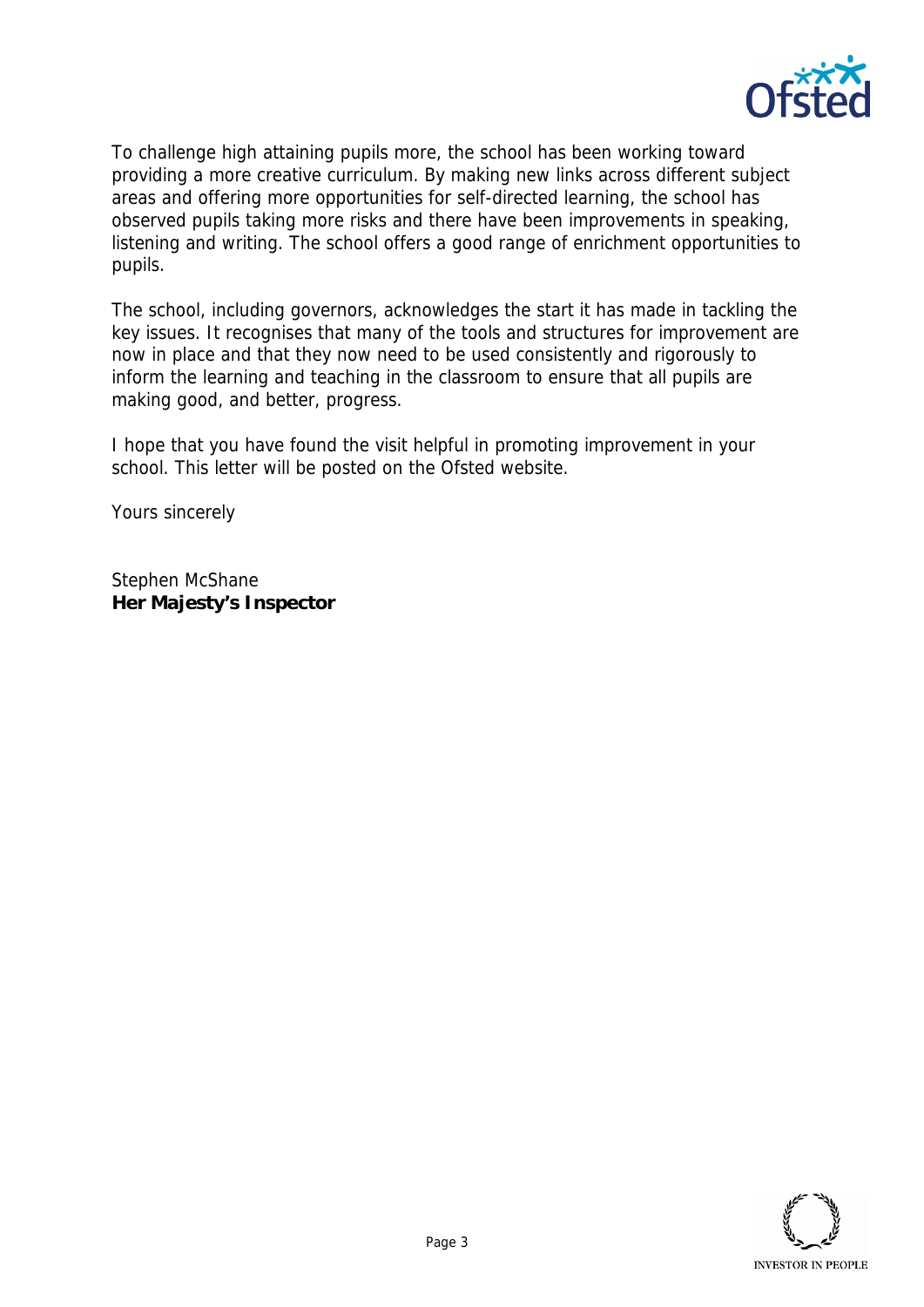To challenge high attaining pupils more, the school has been working toward providing a more creative curriculum. By making new links across different subject areas and offering more opportunities for self-directed learning, the school has observed pupils taking more risks and there have been improvements in speaking, listening and writing. The school offers a good range of enrichment opportunities to pupils.

The school, including governors, acknowledges the start it has made in tackling the key issues. It recognises that many of the tools and structures for improvement are now in place and that they now need to be used consistently and rigorously to inform the learning and teaching in the classroom to ensure that all pupils are making good, and better, progress.

I hope that you have found the visit helpful in promoting improvement in your school. This letter will be posted on the Ofsted website.

Yours sincerely

Stephen McShane
**Her Majesty's Inspector**